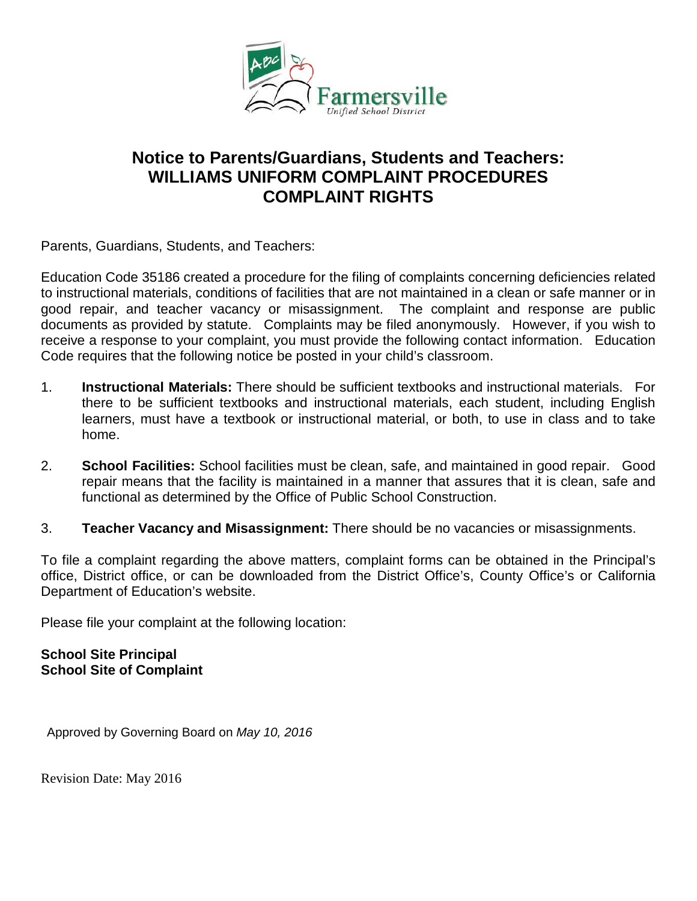Farmersville
Unified School District

# Notice to Parents/Guardians, Students and Teachers:
# WILLIAMS UNIFORM COMPLAINT PROCEDURES
# COMPLAINT RIGHTS

Parents, Guardians, Students, and Teachers:

Education Code 35186 created a procedure for the filing of complaints concerning deficiencies related to instructional materials, conditions of facilities that are not maintained in a clean or safe manner or in good repair, and teacher vacancy or misassignment. The complaint and response are public documents as provided by statute. Complaints may be filed anonymously. However, if you wish to receive a response to your complaint, you must provide the following contact information. Education Code requires that the following notice be posted in your child's classroom.

1. **Instructional Materials:** There should be sufficient textbooks and instructional materials. For there to be sufficient textbooks and instructional materials, each student, including English learners, must have a textbook or instructional material, or both, to use in class and to take home.

2. **School Facilities:** School facilities must be clean, safe, and maintained in good repair. Good repair means that the facility is maintained in a manner that assures that it is clean, safe and functional as determined by the Office of Public School Construction.

3. **Teacher Vacancy and Misassignment:** There should be no vacancies or misassignments.

To file a complaint regarding the above matters, complaint forms can be obtained in the Principal's office, District office, or can be downloaded from the District Office's, County Office's or California Department of Education's website.

Please file your complaint at the following location:

**School Site Principal**
**School Site of Complaint**

Approved by Governing Board on *May 10, 2016*

Revision Date: May 2016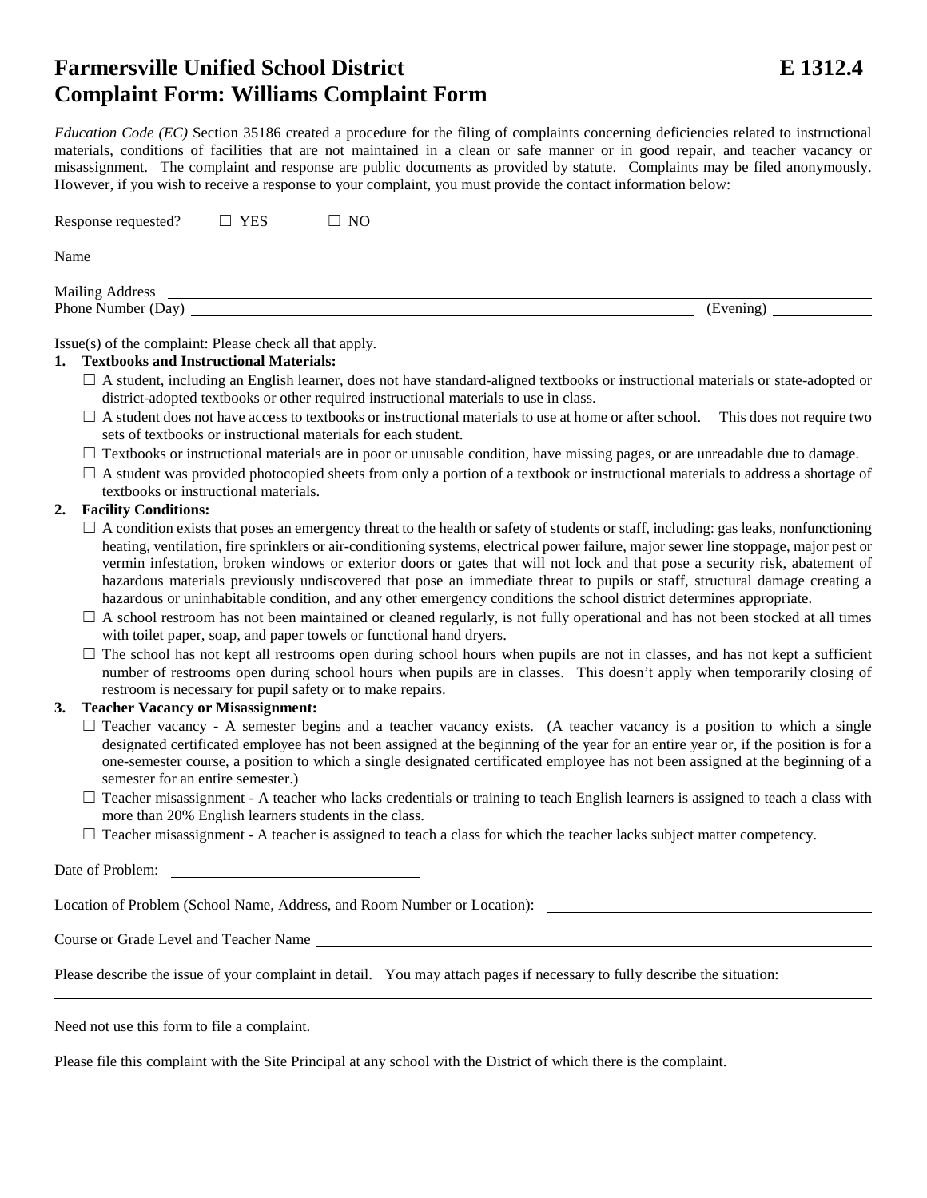# Farmersville Unified School District E 1312.4

# Complaint Form: Williams Complaint Form

*Education Code (EC)* Section 35186 created a procedure for the filing of complaints concerning deficiencies related to instructional materials, conditions of facilities that are not maintained in a clean or safe manner or in good repair, and teacher vacancy or misassignment. The complaint and response are public documents as provided by statute. Complaints may be filed anonymously. However, if you wish to receive a response to your complaint, you must provide the contact information below:

Response requested? ☐ YES ☐ NO

Name \_\_\_\_\_\_\_\_\_\_\_\_\_\_\_\_\_\_\_\_\_\_\_\_\_\_\_\_\_\_\_\_\_\_\_\_\_\_\_\_

Mailing Address \_\_\_\_\_\_\_\_\_\_\_\_\_\_\_\_\_\_\_\_\_\_\_\_\_\_\_\_\_\_\_\_\_\_\_\_\_\_\_\_

Phone Number (Day) \_\_\_\_\_\_\_\_\_\_\_\_\_\_\_\_\_\_\_\_\_\_\_\_ (Evening) \_\_\_\_\_\_\_\_\_\_\_\_

Issue(s) of the complaint: Please check all that apply.

1. **Textbooks and Instructional Materials:**
   - ☐ A student, including an English learner, does not have standard-aligned textbooks or instructional materials or state-adopted or district-adopted textbooks or other required instructional materials to use in class.
   - ☐ A student does not have access to textbooks or instructional materials to use at home or after school. This does not require two sets of textbooks or instructional materials for each student.
   - ☐ Textbooks or instructional materials are in poor or unusable condition, have missing pages, or are unreadable due to damage.
   - ☐ A student was provided photocopied sheets from only a portion of a textbook or instructional materials to address a shortage of textbooks or instructional materials.
2. **Facility Conditions:**
   - ☐ A condition exists that poses an emergency threat to the health or safety of students or staff, including: gas leaks, nonfunctioning heating, ventilation, fire sprinklers or air-conditioning systems, electrical power failure, major sewer line stoppage, major pest or vermin infestation, broken windows or exterior doors or gates that will not lock and that pose a security risk, abatement of hazardous materials previously undiscovered that pose an immediate threat to pupils or staff, structural damage creating a hazardous or uninhabitable condition, and any other emergency conditions the school district determines appropriate.
   - ☐ A school restroom has not been maintained or cleaned regularly, is not fully operational and has not been stocked at all times with toilet paper, soap, and paper towels or functional hand dryers.
   - ☐ The school has not kept all restrooms open during school hours when pupils are not in classes, and has not kept a sufficient number of restrooms open during school hours when pupils are in classes. This doesn't apply when temporarily closing of restroom is necessary for pupil safety or to make repairs.
3. **Teacher Vacancy or Misassignment:**
   - ☐ Teacher vacancy - A semester begins and a teacher vacancy exists. (A teacher vacancy is a position to which a single designated certificated employee has not been assigned at the beginning of the year for an entire year or, if the position is for a one-semester course, a position to which a single designated certificated employee has not been assigned at the beginning of a semester for an entire semester.)
   - ☐ Teacher misassignment - A teacher who lacks credentials or training to teach English learners is assigned to teach a class with more than 20% English learners students in the class.
   - ☐ Teacher misassignment - A teacher is assigned to teach a class for which the teacher lacks subject matter competency.

Date of Problem: \_\_\_\_\_\_\_\_\_\_\_\_\_\_\_\_\_\_\_\_\_\_\_\_

Location of Problem (School Name, Address, and Room Number or Location): \_\_\_\_\_\_\_\_\_\_\_\_\_\_\_\_\_\_\_\_\_\_\_\_

Course or Grade Level and Teacher Name \_\_\_\_\_\_\_\_\_\_\_\_\_\_\_\_\_\_\_\_\_\_\_\_

Please describe the issue of your complaint in detail. You may attach pages if necessary to fully describe the situation:

\_\_\_\_\_\_\_\_\_\_\_\_\_\_\_\_\_\_\_\_\_\_\_\_\_\_\_\_\_\_\_\_\_\_\_\_\_\_\_\_\_\_\_\_\_\_\_\_\_\_\_\_\_\_\_\_\_\_\_\_\_\_\_\_\_\_\_\_\_\_\_\_\_\_\_\_\_\_

Need not use this form to file a complaint.

Please file this complaint with the Site Principal at any school with the District of which there is the complaint.